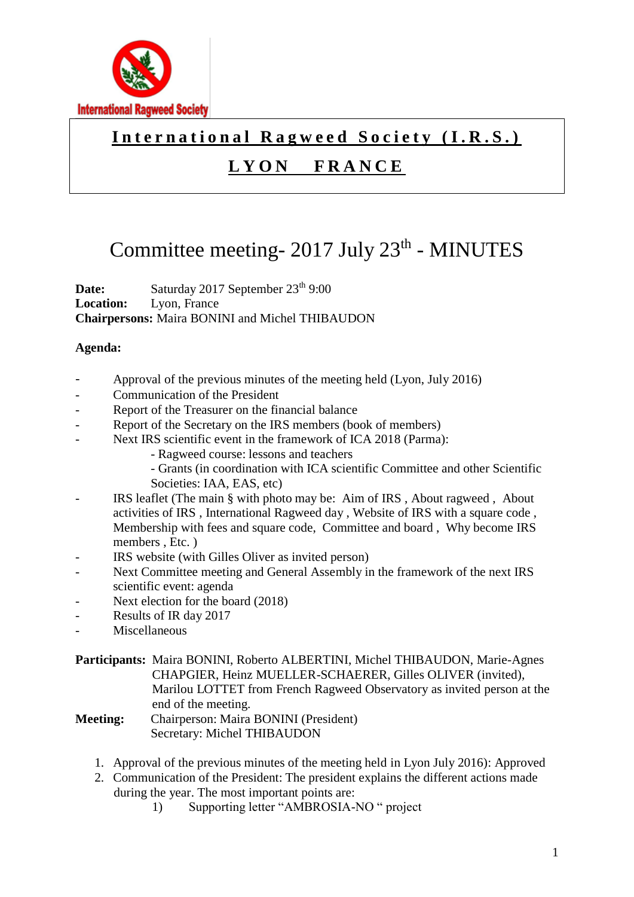International Ragweed Society

# International Ragweed Society (I.R.S.)

## LYON FRANCE

# Committee meeting- 2017 July 23th - MINUTES

**Date:** Saturday 2017 September 23th 9:00
**Location:** Lyon, France
**Chairpersons:** Maira BONINI and Michel THIBAUDON

**Agenda:**

- Approval of the previous minutes of the meeting held (Lyon, July 2016)
- Communication of the President
- Report of the Treasurer on the financial balance
- Report of the Secretary on the IRS members (book of members)
- Next IRS scientific event in the framework of ICA 2018 (Parma):
  - Ragweed course: lessons and teachers
  - Grants (in coordination with ICA scientific Committee and other Scientific Societies: IAA, EAS, etc)
- IRS leaflet (The main § with photo may be: Aim of IRS , About ragweed , About activities of IRS , International Ragweed day , Website of IRS with a square code , Membership with fees and square code, Committee and board , Why become IRS members , Etc. )
- IRS website (with Gilles Oliver as invited person)
- Next Committee meeting and General Assembly in the framework of the next IRS scientific event: agenda
- Next election for the board (2018)
- Results of IR day 2017
- Miscellaneous

**Participants:** Maira BONINI, Roberto ALBERTINI, Michel THIBAUDON, Marie-Agnes CHAPGIER, Heinz MUELLER-SCHAERER, Gilles OLIVER (invited), Marilou LOTTET from French Ragweed Observatory as invited person at the end of the meeting.

**Meeting:** Chairperson: Maira BONINI (President)
Secretary: Michel THIBAUDON

1. Approval of the previous minutes of the meeting held in Lyon July 2016): Approved
2. Communication of the President: The president explains the different actions made during the year. The most important points are:
   1) Supporting letter "AMBROSIA-NO " project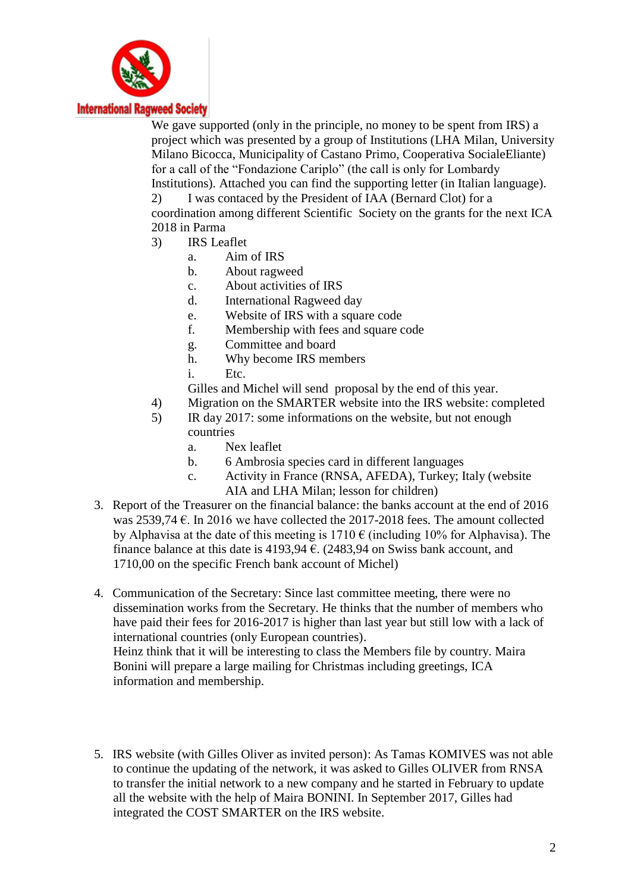We gave supported (only in the principle, no money to be spent from IRS) a project which was presented by a group of Institutions (LHA Milan, University Milano Bicocca, Municipality of Castano Primo, Cooperativa SocialeEliante) for a call of the “Fondazione Cariplo” (the call is only for Lombardy Institutions). Attached you can find the supporting letter (in Italian language).

2) I was contacted by the President of IAA (Bernard Clot) for a coordination among different Scientific Society on the grants for the next ICA 2018 in Parma

3) IRS Leaflet
   a. Aim of IRS
   b. About ragweed
   c. About activities of IRS
   d. International Ragweed day
   e. Website of IRS with a square code
   f. Membership with fees and square code
   g. Committee and board
   h. Why become IRS members
   i. Etc.

   Gilles and Michel will send proposal by the end of this year.

4) Migration on the SMARTER website into the IRS website: completed

5) IR day 2017: some informations on the website, but not enough countries
   a. Nex leaflet
   b. 6 Ambrosia species card in different languages
   c. Activity in France (RNSA, AFEDA), Turkey; Italy (website AIA and LHA Milan; lesson for children)

3. Report of the Treasurer on the financial balance: the banks account at the end of 2016 was 2539,74 €. In 2016 we have collected the 2017-2018 fees. The amount collected by Alphavisa at the date of this meeting is 1710 € (including 10% for Alphavisa). The finance balance at this date is 4193,94 €. (2483,94 on Swiss bank account, and 1710,00 on the specific French bank account of Michel)

4. Communication of the Secretary: Since last committee meeting, there were no dissemination works from the Secretary. He thinks that the number of members who have paid their fees for 2016-2017 is higher than last year but still low with a lack of international countries (only European countries).
   Heinz think that it will be interesting to class the Members file by country. Maira Bonini will prepare a large mailing for Christmas including greetings, ICA information and membership.

5. IRS website (with Gilles Oliver as invited person): As Tamas KOMIVES was not able to continue the updating of the network, it was asked to Gilles OLIVER from RNSA to transfer the initial network to a new company and he started in February to update all the website with the help of Maira BONINI. In September 2017, Gilles had integrated the COST SMARTER on the IRS website.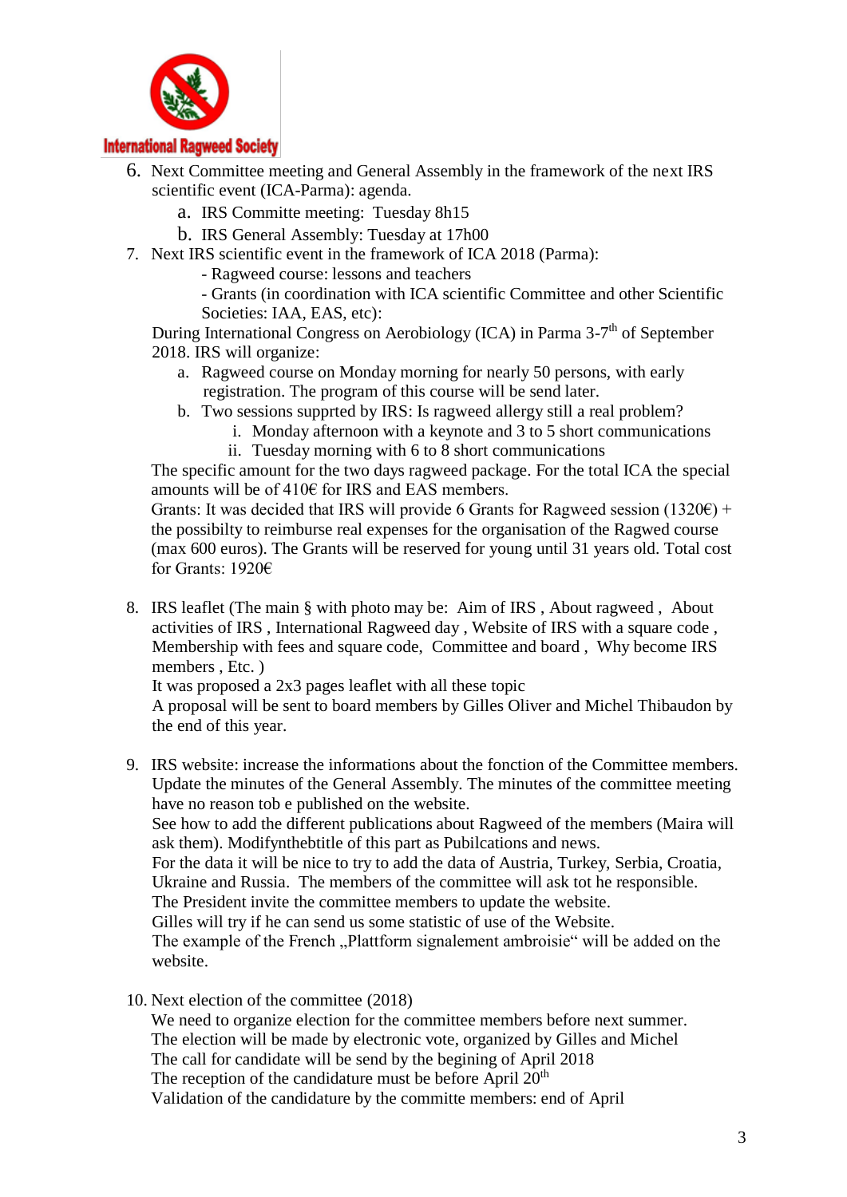6. Next Committee meeting and General Assembly in the framework of the next IRS scientific event (ICA-Parma): agenda.
    a. IRS Committe meeting: Tuesday 8h15
    b. IRS General Assembly: Tuesday at 17h00
7. Next IRS scientific event in the framework of ICA 2018 (Parma):
    - Ragweed course: lessons and teachers
    - Grants (in coordination with ICA scientific Committee and other Scientific Societies: IAA, EAS, etc):

    During International Congress on Aerobiology (ICA) in Parma 3-7th of September 2018. IRS will organize:

    a. Ragweed course on Monday morning for nearly 50 persons, with early registration. The program of this course will be send later.
    b. Two sessions supprted by IRS: Is ragweed allergy still a real problem?
        i. Monday afternoon with a keynote and 3 to 5 short communications
        ii. Tuesday morning with 6 to 8 short communications

    The specific amount for the two days ragweed package. For the total ICA the special amounts will be of 410€ for IRS and EAS members.
    Grants: It was decided that IRS will provide 6 Grants for Ragweed session (1320€) + the possibilty to reimburse real expenses for the organisation of the Ragwed course (max 600 euros). The Grants will be reserved for young until 31 years old. Total cost for Grants: 1920€

8. IRS leaflet (The main § with photo may be: Aim of IRS , About ragweed , About activities of IRS , International Ragweed day , Website of IRS with a square code , Membership with fees and square code, Committee and board , Why become IRS members , Etc. )
    It was proposed a 2x3 pages leaflet with all these topic
    A proposal will be sent to board members by Gilles Oliver and Michel Thibaudon by the end of this year.

9. IRS website: increase the informations about the fonction of the Committee members. Update the minutes of the General Assembly. The minutes of the committee meeting have no reason tob e published on the website.
    See how to add the different publications about Ragweed of the members (Maira will ask them). Modifynthebtitle of this part as Pubilcations and news.
    For the data it will be nice to try to add the data of Austria, Turkey, Serbia, Croatia, Ukraine and Russia. The members of the committee will ask tot he responsible.
    The President invite the committee members to update the website.
    Gilles will try if he can send us some statistic of use of the Website.
    The example of the French „Plattform signalement ambroisie" will be added on the website.

10. Next election of the committee (2018)
    We need to organize election for the committee members before next summer.
    The election will be made by electronic vote, organized by Gilles and Michel
    The call for candidate will be send by the begining of April 2018
    The reception of the candidature must be before April 20th
    Validation of the candidature by the committe members: end of April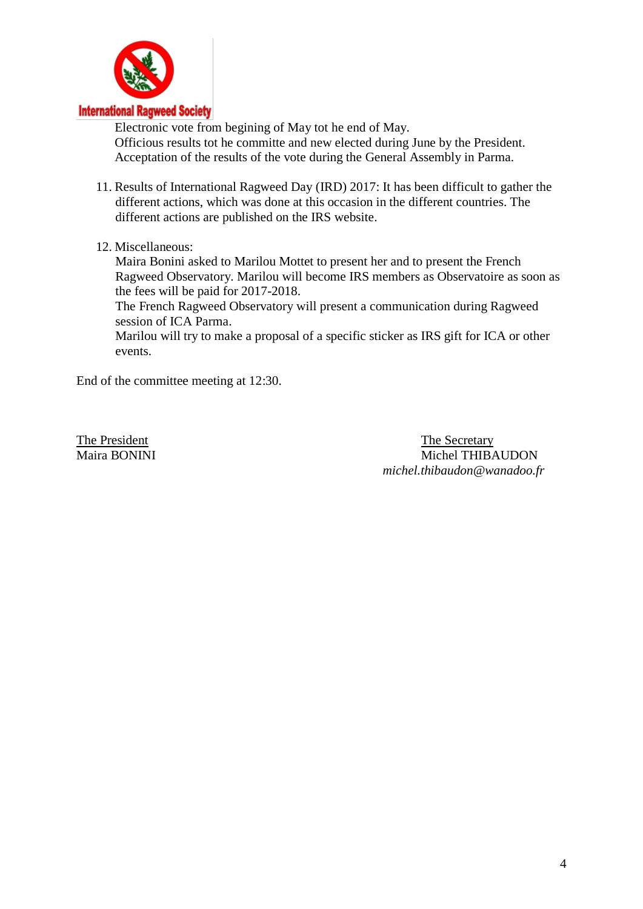International Ragweed Society

Electronic vote from begining of May tot he end of May.
Officious results tot he committe and new elected during June by the President.
Acceptation of the results of the vote during the General Assembly in Parma.

11. Results of International Ragweed Day (IRD) 2017: It has been difficult to gather the different actions, which was done at this occasion in the different countries. The different actions are published on the IRS website.

12. Miscellaneous:
    Maira Bonini asked to Marilou Mottet to present her and to present the French Ragweed Observatory. Marilou will become IRS members as Observatoire as soon as the fees will be paid for 2017-2018.
    The French Ragweed Observatory will present a communication during Ragweed session of ICA Parma.
    Marilou will try to make a proposal of a specific sticker as IRS gift for ICA or other events.

End of the committee meeting at 12:30.

<u>The President</u>
Maira BONINI

<u>The Secretary</u>
Michel THIBAUDON
*michel.thibaudon@wanadoo.fr*